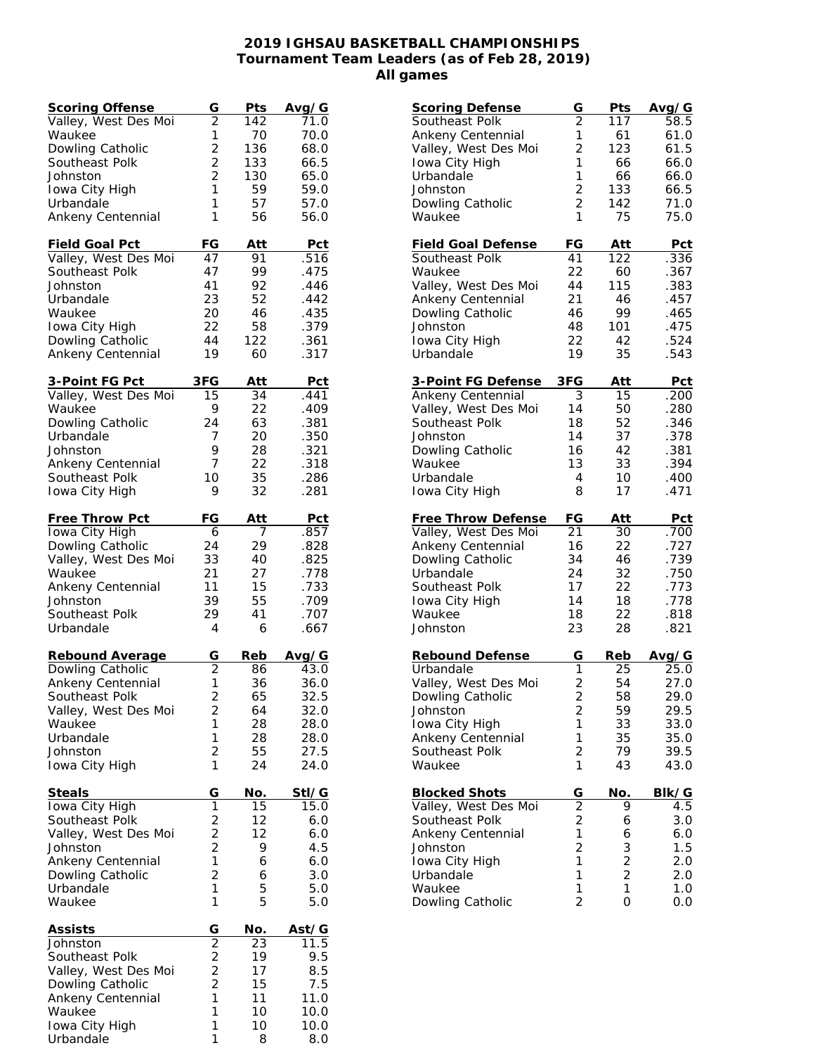# 2019 IGHSAU BASKETBALL CHAMPIONSHIPS
## Tournament Team Leaders (as of Feb 28, 2019)
## All games

| Scoring Offense | G | Pts | Avg/G |
|---|---|---|---|
| Valley, West Des Moi | 2 | 142 | 71.0 |
| Waukee | 1 | 70 | 70.0 |
| Dowling Catholic | 2 | 136 | 68.0 |
| Southeast Polk | 2 | 133 | 66.5 |
| Johnston | 2 | 130 | 65.0 |
| Iowa City High | 1 | 59 | 59.0 |
| Urbandale | 1 | 57 | 57.0 |
| Ankeny Centennial | 1 | 56 | 56.0 |

| Field Goal Pct | FG | Att | Pct |
|---|---|---|---|
| Valley, West Des Moi | 47 | 91 | .516 |
| Southeast Polk | 47 | 99 | .475 |
| Johnston | 41 | 92 | .446 |
| Urbandale | 23 | 52 | .442 |
| Waukee | 20 | 46 | .435 |
| Iowa City High | 22 | 58 | .379 |
| Dowling Catholic | 44 | 122 | .361 |
| Ankeny Centennial | 19 | 60 | .317 |

| 3-Point FG Pct | 3FG | Att | Pct |
|---|---|---|---|
| Valley, West Des Moi | 15 | 34 | .441 |
| Waukee | 9 | 22 | .409 |
| Dowling Catholic | 24 | 63 | .381 |
| Urbandale | 7 | 20 | .350 |
| Johnston | 9 | 28 | .321 |
| Ankeny Centennial | 7 | 22 | .318 |
| Southeast Polk | 10 | 35 | .286 |
| Iowa City High | 9 | 32 | .281 |

| Free Throw Pct | FG | Att | Pct |
|---|---|---|---|
| Iowa City High | 6 | 7 | .857 |
| Dowling Catholic | 24 | 29 | .828 |
| Valley, West Des Moi | 33 | 40 | .825 |
| Waukee | 21 | 27 | .778 |
| Ankeny Centennial | 11 | 15 | .733 |
| Johnston | 39 | 55 | .709 |
| Southeast Polk | 29 | 41 | .707 |
| Urbandale | 4 | 6 | .667 |

| Rebound Average | G | Reb | Avg/G |
|---|---|---|---|
| Dowling Catholic | 2 | 86 | 43.0 |
| Ankeny Centennial | 1 | 36 | 36.0 |
| Southeast Polk | 2 | 65 | 32.5 |
| Valley, West Des Moi | 2 | 64 | 32.0 |
| Waukee | 1 | 28 | 28.0 |
| Urbandale | 1 | 28 | 28.0 |
| Johnston | 2 | 55 | 27.5 |
| Iowa City High | 1 | 24 | 24.0 |

| Steals | G | No. | Stl/G |
|---|---|---|---|
| Iowa City High | 1 | 15 | 15.0 |
| Southeast Polk | 2 | 12 | 6.0 |
| Valley, West Des Moi | 2 | 12 | 6.0 |
| Johnston | 2 | 9 | 4.5 |
| Ankeny Centennial | 1 | 6 | 6.0 |
| Dowling Catholic | 2 | 6 | 3.0 |
| Urbandale | 1 | 5 | 5.0 |
| Waukee | 1 | 5 | 5.0 |

| Assists | G | No. | Ast/G |
|---|---|---|---|
| Johnston | 2 | 23 | 11.5 |
| Southeast Polk | 2 | 19 | 9.5 |
| Valley, West Des Moi | 2 | 17 | 8.5 |
| Dowling Catholic | 2 | 15 | 7.5 |
| Ankeny Centennial | 1 | 11 | 11.0 |
| Waukee | 1 | 10 | 10.0 |
| Iowa City High | 1 | 10 | 10.0 |
| Urbandale | 1 | 8 | 8.0 |

| Scoring Defense | G | Pts | Avg/G |
|---|---|---|---|
| Southeast Polk | 2 | 117 | 58.5 |
| Ankeny Centennial | 1 | 61 | 61.0 |
| Valley, West Des Moi | 2 | 123 | 61.5 |
| Iowa City High | 1 | 66 | 66.0 |
| Urbandale | 1 | 66 | 66.0 |
| Johnston | 2 | 133 | 66.5 |
| Dowling Catholic | 2 | 142 | 71.0 |
| Waukee | 1 | 75 | 75.0 |

| Field Goal Defense | FG | Att | Pct |
|---|---|---|---|
| Southeast Polk | 41 | 122 | .336 |
| Waukee | 22 | 60 | .367 |
| Valley, West Des Moi | 44 | 115 | .383 |
| Ankeny Centennial | 21 | 46 | .457 |
| Dowling Catholic | 46 | 99 | .465 |
| Johnston | 48 | 101 | .475 |
| Iowa City High | 22 | 42 | .524 |
| Urbandale | 19 | 35 | .543 |

| 3-Point FG Defense | 3FG | Att | Pct |
|---|---|---|---|
| Ankeny Centennial | 3 | 15 | .200 |
| Valley, West Des Moi | 14 | 50 | .280 |
| Southeast Polk | 18 | 52 | .346 |
| Johnston | 14 | 37 | .378 |
| Dowling Catholic | 16 | 42 | .381 |
| Waukee | 13 | 33 | .394 |
| Urbandale | 4 | 10 | .400 |
| Iowa City High | 8 | 17 | .471 |

| Free Throw Defense | FG | Att | Pct |
|---|---|---|---|
| Valley, West Des Moi | 21 | 30 | .700 |
| Ankeny Centennial | 16 | 22 | .727 |
| Dowling Catholic | 34 | 46 | .739 |
| Urbandale | 24 | 32 | .750 |
| Southeast Polk | 17 | 22 | .773 |
| Iowa City High | 14 | 18 | .778 |
| Waukee | 18 | 22 | .818 |
| Johnston | 23 | 28 | .821 |

| Rebound Defense | G | Reb | Avg/G |
|---|---|---|---|
| Urbandale | 1 | 25 | 25.0 |
| Valley, West Des Moi | 2 | 54 | 27.0 |
| Dowling Catholic | 2 | 58 | 29.0 |
| Johnston | 2 | 59 | 29.5 |
| Iowa City High | 1 | 33 | 33.0 |
| Ankeny Centennial | 1 | 35 | 35.0 |
| Southeast Polk | 2 | 79 | 39.5 |
| Waukee | 1 | 43 | 43.0 |

| Blocked Shots | G | No. | Blk/G |
|---|---|---|---|
| Valley, West Des Moi | 2 | 9 | 4.5 |
| Southeast Polk | 2 | 6 | 3.0 |
| Ankeny Centennial | 1 | 6 | 6.0 |
| Johnston | 2 | 3 | 1.5 |
| Iowa City High | 1 | 2 | 2.0 |
| Urbandale | 1 | 2 | 2.0 |
| Waukee | 1 | 1 | 1.0 |
| Dowling Catholic | 2 | 0 | 0.0 |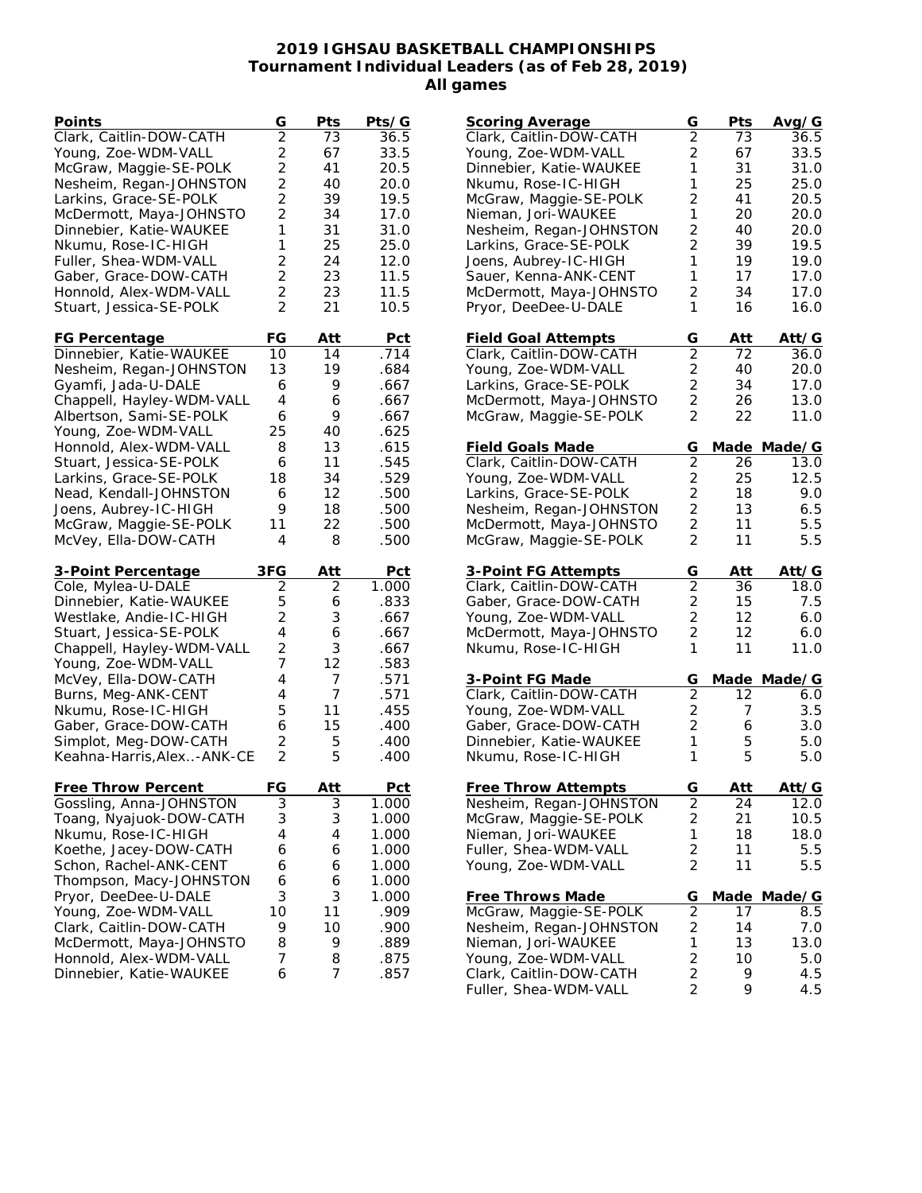# 2019 IGHSAU BASKETBALL CHAMPIONSHIPS
## Tournament Individual Leaders (as of Feb 28, 2019)
### All games

| Points | G | Pts | Pts/G |
|---|---|---|---|
| Clark, Caitlin-DOW-CATH | 2 | 73 | 36.5 |
| Young, Zoe-WDM-VALL | 2 | 67 | 33.5 |
| McGraw, Maggie-SE-POLK | 2 | 41 | 20.5 |
| Nesheim, Regan-JOHNSTON | 2 | 40 | 20.0 |
| Larkins, Grace-SE-POLK | 2 | 39 | 19.5 |
| McDermott, Maya-JOHNSTO | 2 | 34 | 17.0 |
| Dinnebier, Katie-WAUKEE | 1 | 31 | 31.0 |
| Nkumu, Rose-IC-HIGH | 1 | 25 | 25.0 |
| Fuller, Shea-WDM-VALL | 2 | 24 | 12.0 |
| Gaber, Grace-DOW-CATH | 2 | 23 | 11.5 |
| Honnold, Alex-WDM-VALL | 2 | 23 | 11.5 |
| Stuart, Jessica-SE-POLK | 2 | 21 | 10.5 |

| FG Percentage | FG | Att | Pct |
|---|---|---|---|
| Dinnebier, Katie-WAUKEE | 10 | 14 | .714 |
| Nesheim, Regan-JOHNSTON | 13 | 19 | .684 |
| Gyamfi, Jada-U-DALE | 6 | 9 | .667 |
| Chappell, Hayley-WDM-VALL | 4 | 6 | .667 |
| Albertson, Sami-SE-POLK | 6 | 9 | .667 |
| Young, Zoe-WDM-VALL | 25 | 40 | .625 |
| Honnold, Alex-WDM-VALL | 8 | 13 | .615 |
| Stuart, Jessica-SE-POLK | 6 | 11 | .545 |
| Larkins, Grace-SE-POLK | 18 | 34 | .529 |
| Nead, Kendall-JOHNSTON | 6 | 12 | .500 |
| Joens, Aubrey-IC-HIGH | 9 | 18 | .500 |
| McGraw, Maggie-SE-POLK | 11 | 22 | .500 |
| McVey, Ella-DOW-CATH | 4 | 8 | .500 |

| 3-Point Percentage | 3FG | Att | Pct |
|---|---|---|---|
| Cole, Mylea-U-DALE | 2 | 2 | 1.000 |
| Dinnebier, Katie-WAUKEE | 5 | 6 | .833 |
| Westlake, Andie-IC-HIGH | 2 | 3 | .667 |
| Stuart, Jessica-SE-POLK | 4 | 6 | .667 |
| Chappell, Hayley-WDM-VALL | 2 | 3 | .667 |
| Young, Zoe-WDM-VALL | 7 | 12 | .583 |
| McVey, Ella-DOW-CATH | 4 | 7 | .571 |
| Burns, Meg-ANK-CENT | 4 | 7 | .571 |
| Nkumu, Rose-IC-HIGH | 5 | 11 | .455 |
| Gaber, Grace-DOW-CATH | 6 | 15 | .400 |
| Simplot, Meg-DOW-CATH | 2 | 5 | .400 |
| Keahna-Harris,Alex..-ANK-CE | 2 | 5 | .400 |

| Free Throw Percent | FG | Att | Pct |
|---|---|---|---|
| Gossling, Anna-JOHNSTON | 3 | 3 | 1.000 |
| Toang, Nyajuok-DOW-CATH | 3 | 3 | 1.000 |
| Nkumu, Rose-IC-HIGH | 4 | 4 | 1.000 |
| Koethe, Jacey-DOW-CATH | 6 | 6 | 1.000 |
| Schon, Rachel-ANK-CENT | 6 | 6 | 1.000 |
| Thompson, Macy-JOHNSTON | 6 | 6 | 1.000 |
| Pryor, DeeDee-U-DALE | 3 | 3 | 1.000 |
| Young, Zoe-WDM-VALL | 10 | 11 | .909 |
| Clark, Caitlin-DOW-CATH | 9 | 10 | .900 |
| McDermott, Maya-JOHNSTO | 8 | 9 | .889 |
| Honnold, Alex-WDM-VALL | 7 | 8 | .875 |
| Dinnebier, Katie-WAUKEE | 6 | 7 | .857 |

| Scoring Average | G | Pts | Avg/G |
|---|---|---|---|
| Clark, Caitlin-DOW-CATH | 2 | 73 | 36.5 |
| Young, Zoe-WDM-VALL | 2 | 67 | 33.5 |
| Dinnebier, Katie-WAUKEE | 1 | 31 | 31.0 |
| Nkumu, Rose-IC-HIGH | 1 | 25 | 25.0 |
| McGraw, Maggie-SE-POLK | 2 | 41 | 20.5 |
| Nieman, Jori-WAUKEE | 1 | 20 | 20.0 |
| Nesheim, Regan-JOHNSTON | 2 | 40 | 20.0 |
| Larkins, Grace-SE-POLK | 2 | 39 | 19.5 |
| Joens, Aubrey-IC-HIGH | 1 | 19 | 19.0 |
| Sauer, Kenna-ANK-CENT | 1 | 17 | 17.0 |
| McDermott, Maya-JOHNSTO | 2 | 34 | 17.0 |
| Pryor, DeeDee-U-DALE | 1 | 16 | 16.0 |

| Field Goal Attempts | G | Att | Att/G |
|---|---|---|---|
| Clark, Caitlin-DOW-CATH | 2 | 72 | 36.0 |
| Young, Zoe-WDM-VALL | 2 | 40 | 20.0 |
| Larkins, Grace-SE-POLK | 2 | 34 | 17.0 |
| McDermott, Maya-JOHNSTO | 2 | 26 | 13.0 |
| McGraw, Maggie-SE-POLK | 2 | 22 | 11.0 |

| Field Goals Made | G | Made | Made/G |
|---|---|---|---|
| Clark, Caitlin-DOW-CATH | 2 | 26 | 13.0 |
| Young, Zoe-WDM-VALL | 2 | 25 | 12.5 |
| Larkins, Grace-SE-POLK | 2 | 18 | 9.0 |
| Nesheim, Regan-JOHNSTON | 2 | 13 | 6.5 |
| McDermott, Maya-JOHNSTO | 2 | 11 | 5.5 |
| McGraw, Maggie-SE-POLK | 2 | 11 | 5.5 |

| 3-Point FG Attempts | G | Att | Att/G |
|---|---|---|---|
| Clark, Caitlin-DOW-CATH | 2 | 36 | 18.0 |
| Gaber, Grace-DOW-CATH | 2 | 15 | 7.5 |
| Young, Zoe-WDM-VALL | 2 | 12 | 6.0 |
| McDermott, Maya-JOHNSTO | 2 | 12 | 6.0 |
| Nkumu, Rose-IC-HIGH | 1 | 11 | 11.0 |

| 3-Point FG Made | G | Made | Made/G |
|---|---|---|---|
| Clark, Caitlin-DOW-CATH | 2 | 12 | 6.0 |
| Young, Zoe-WDM-VALL | 2 | 7 | 3.5 |
| Gaber, Grace-DOW-CATH | 2 | 6 | 3.0 |
| Dinnebier, Katie-WAUKEE | 1 | 5 | 5.0 |
| Nkumu, Rose-IC-HIGH | 1 | 5 | 5.0 |

| Free Throw Attempts | G | Att | Att/G |
|---|---|---|---|
| Nesheim, Regan-JOHNSTON | 2 | 24 | 12.0 |
| McGraw, Maggie-SE-POLK | 2 | 21 | 10.5 |
| Nieman, Jori-WAUKEE | 1 | 18 | 18.0 |
| Fuller, Shea-WDM-VALL | 2 | 11 | 5.5 |
| Young, Zoe-WDM-VALL | 2 | 11 | 5.5 |

| Free Throws Made | G | Made | Made/G |
|---|---|---|---|
| McGraw, Maggie-SE-POLK | 2 | 17 | 8.5 |
| Nesheim, Regan-JOHNSTON | 2 | 14 | 7.0 |
| Nieman, Jori-WAUKEE | 1 | 13 | 13.0 |
| Young, Zoe-WDM-VALL | 2 | 10 | 5.0 |
| Clark, Caitlin-DOW-CATH | 2 | 9 | 4.5 |
| Fuller, Shea-WDM-VALL | 2 | 9 | 4.5 |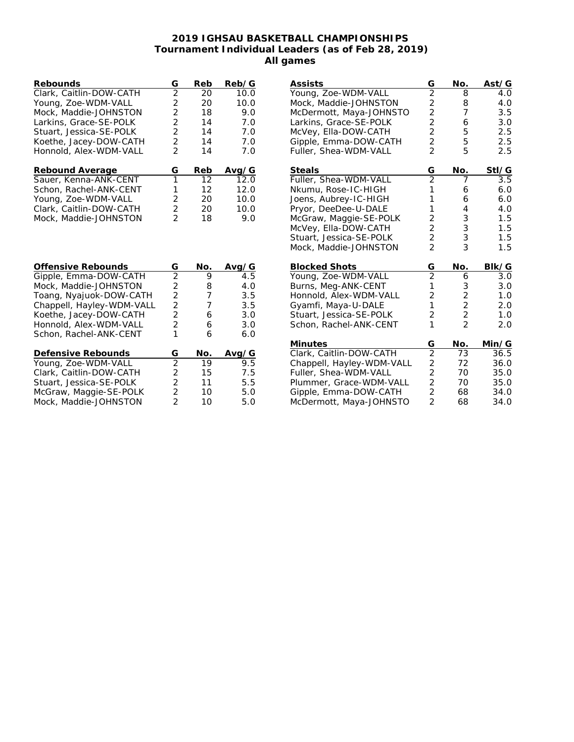# 2019 IGHSAU BASKETBALL CHAMPIONSHIPS
## Tournament Individual Leaders (as of Feb 28, 2019)
### All games

| Rebounds | G | Reb | Reb/G |
|---|---|---|---|
| Clark, Caitlin-DOW-CATH | 2 | 20 | 10.0 |
| Young, Zoe-WDM-VALL | 2 | 20 | 10.0 |
| Mock, Maddie-JOHNSTON | 2 | 18 | 9.0 |
| Larkins, Grace-SE-POLK | 2 | 14 | 7.0 |
| Stuart, Jessica-SE-POLK | 2 | 14 | 7.0 |
| Koethe, Jacey-DOW-CATH | 2 | 14 | 7.0 |
| Honnold, Alex-WDM-VALL | 2 | 14 | 7.0 |

| Rebound Average | G | Reb | Avg/G |
|---|---|---|---|
| Sauer, Kenna-ANK-CENT | 1 | 12 | 12.0 |
| Schon, Rachel-ANK-CENT | 1 | 12 | 12.0 |
| Young, Zoe-WDM-VALL | 2 | 20 | 10.0 |
| Clark, Caitlin-DOW-CATH | 2 | 20 | 10.0 |
| Mock, Maddie-JOHNSTON | 2 | 18 | 9.0 |

| Offensive Rebounds | G | No. | Avg/G |
|---|---|---|---|
| Gipple, Emma-DOW-CATH | 2 | 9 | 4.5 |
| Mock, Maddie-JOHNSTON | 2 | 8 | 4.0 |
| Toang, Nyajuok-DOW-CATH | 2 | 7 | 3.5 |
| Chappell, Hayley-WDM-VALL | 2 | 7 | 3.5 |
| Koethe, Jacey-DOW-CATH | 2 | 6 | 3.0 |
| Honnold, Alex-WDM-VALL | 2 | 6 | 3.0 |
| Schon, Rachel-ANK-CENT | 1 | 6 | 6.0 |

| Defensive Rebounds | G | No. | Avg/G |
|---|---|---|---|
| Young, Zoe-WDM-VALL | 2 | 19 | 9.5 |
| Clark, Caitlin-DOW-CATH | 2 | 15 | 7.5 |
| Stuart, Jessica-SE-POLK | 2 | 11 | 5.5 |
| McGraw, Maggie-SE-POLK | 2 | 10 | 5.0 |
| Mock, Maddie-JOHNSTON | 2 | 10 | 5.0 |

| Assists | G | No. | Ast/G |
|---|---|---|---|
| Young, Zoe-WDM-VALL | 2 | 8 | 4.0 |
| Mock, Maddie-JOHNSTON | 2 | 8 | 4.0 |
| McDermott, Maya-JOHNSTO | 2 | 7 | 3.5 |
| Larkins, Grace-SE-POLK | 2 | 6 | 3.0 |
| McVey, Ella-DOW-CATH | 2 | 5 | 2.5 |
| Gipple, Emma-DOW-CATH | 2 | 5 | 2.5 |
| Fuller, Shea-WDM-VALL | 2 | 5 | 2.5 |

| Steals | G | No. | Stl/G |
|---|---|---|---|
| Fuller, Shea-WDM-VALL | 2 | 7 | 3.5 |
| Nkumu, Rose-IC-HIGH | 1 | 6 | 6.0 |
| Joens, Aubrey-IC-HIGH | 1 | 6 | 6.0 |
| Pryor, DeeDee-U-DALE | 1 | 4 | 4.0 |
| McGraw, Maggie-SE-POLK | 2 | 3 | 1.5 |
| McVey, Ella-DOW-CATH | 2 | 3 | 1.5 |
| Stuart, Jessica-SE-POLK | 2 | 3 | 1.5 |
| Mock, Maddie-JOHNSTON | 2 | 3 | 1.5 |

| Blocked Shots | G | No. | Blk/G |
|---|---|---|---|
| Young, Zoe-WDM-VALL | 2 | 6 | 3.0 |
| Burns, Meg-ANK-CENT | 1 | 3 | 3.0 |
| Honnold, Alex-WDM-VALL | 2 | 2 | 1.0 |
| Gyamfi, Maya-U-DALE | 1 | 2 | 2.0 |
| Stuart, Jessica-SE-POLK | 2 | 2 | 1.0 |
| Schon, Rachel-ANK-CENT | 1 | 2 | 2.0 |

| Minutes | G | No. | Min/G |
|---|---|---|---|
| Clark, Caitlin-DOW-CATH | 2 | 73 | 36.5 |
| Chappell, Hayley-WDM-VALL | 2 | 72 | 36.0 |
| Fuller, Shea-WDM-VALL | 2 | 70 | 35.0 |
| Plummer, Grace-WDM-VALL | 2 | 70 | 35.0 |
| Gipple, Emma-DOW-CATH | 2 | 68 | 34.0 |
| McDermott, Maya-JOHNSTO | 2 | 68 | 34.0 |